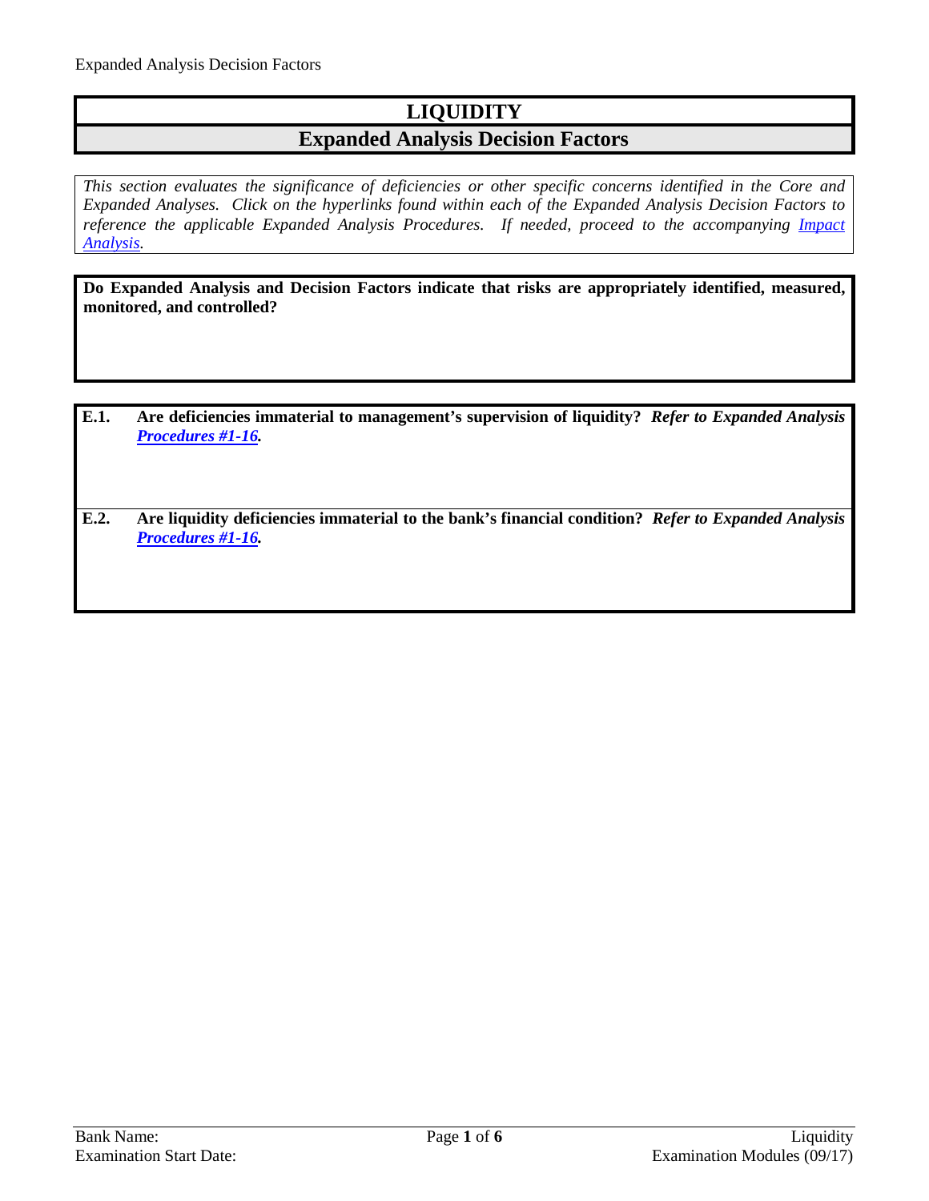# LIQUIDITY

## Expanded Analysis Decision Factors

*This section evaluates the significance of deficiencies or other specific concerns identified in the Core and Expanded Analyses. Click on the hyperlinks found within each of the Expanded Analysis Decision Factors to reference the applicable Expanded Analysis Procedures. If needed, proceed to the accompanying Impact Analysis.*

**Do Expanded Analysis and Decision Factors indicate that risks are appropriately identified, measured, monitored, and controlled?**

**E.1. Are deficiencies immaterial to management's supervision of liquidity?** ***Refer to Expanded Analysis Procedures #1-16.***

**E.2. Are liquidity deficiencies immaterial to the bank's financial condition?** ***Refer to Expanded Analysis Procedures #1-16.***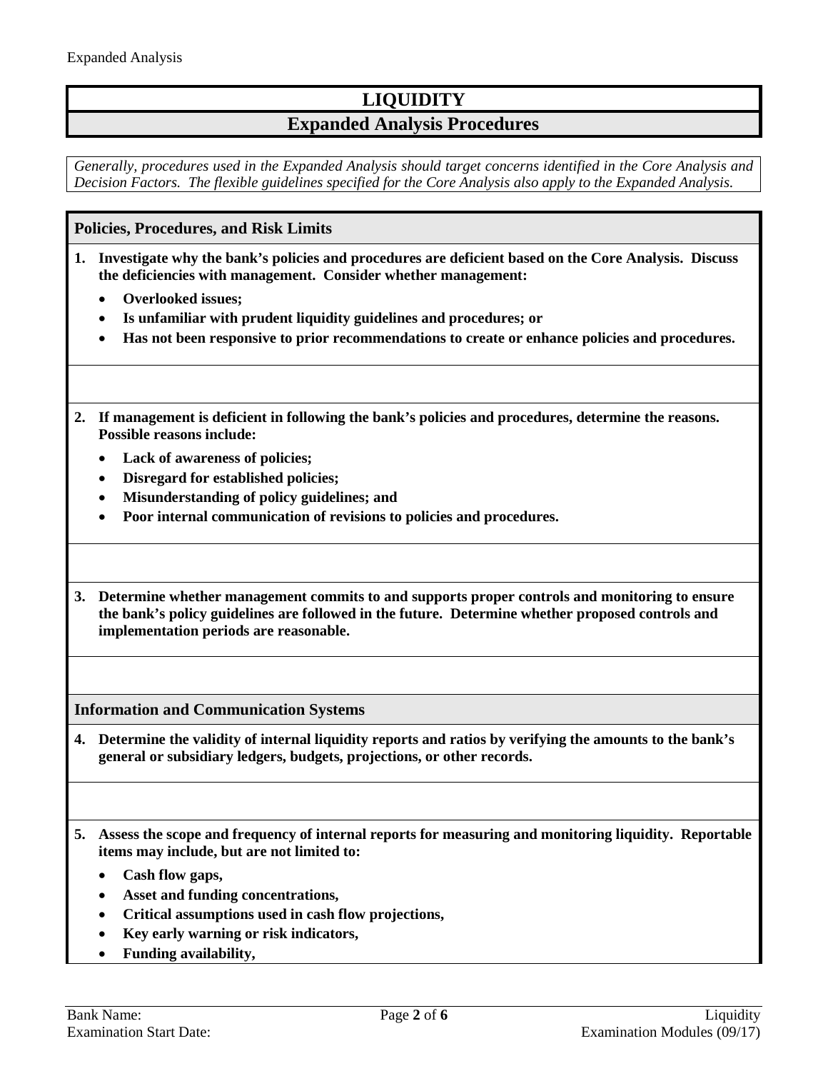# LIQUIDITY

## Expanded Analysis Procedures

*Generally, procedures used in the Expanded Analysis should target concerns identified in the Core Analysis and Decision Factors. The flexible guidelines specified for the Core Analysis also apply to the Expanded Analysis.*

### Policies, Procedures, and Risk Limits

**1. Investigate why the bank's policies and procedures are deficient based on the Core Analysis. Discuss the deficiencies with management. Consider whether management:**

- **Overlooked issues;**
- **Is unfamiliar with prudent liquidity guidelines and procedures; or**
- **Has not been responsive to prior recommendations to create or enhance policies and procedures.**

**2. If management is deficient in following the bank's policies and procedures, determine the reasons. Possible reasons include:**

- **Lack of awareness of policies;**
- **Disregard for established policies;**
- **Misunderstanding of policy guidelines; and**
- **Poor internal communication of revisions to policies and procedures.**

**3. Determine whether management commits to and supports proper controls and monitoring to ensure the bank's policy guidelines are followed in the future. Determine whether proposed controls and implementation periods are reasonable.**

### Information and Communication Systems

**4. Determine the validity of internal liquidity reports and ratios by verifying the amounts to the bank's general or subsidiary ledgers, budgets, projections, or other records.**

**5. Assess the scope and frequency of internal reports for measuring and monitoring liquidity. Reportable items may include, but are not limited to:**

- **Cash flow gaps,**
- **Asset and funding concentrations,**
- **Critical assumptions used in cash flow projections,**
- **Key early warning or risk indicators,**
- **Funding availability,**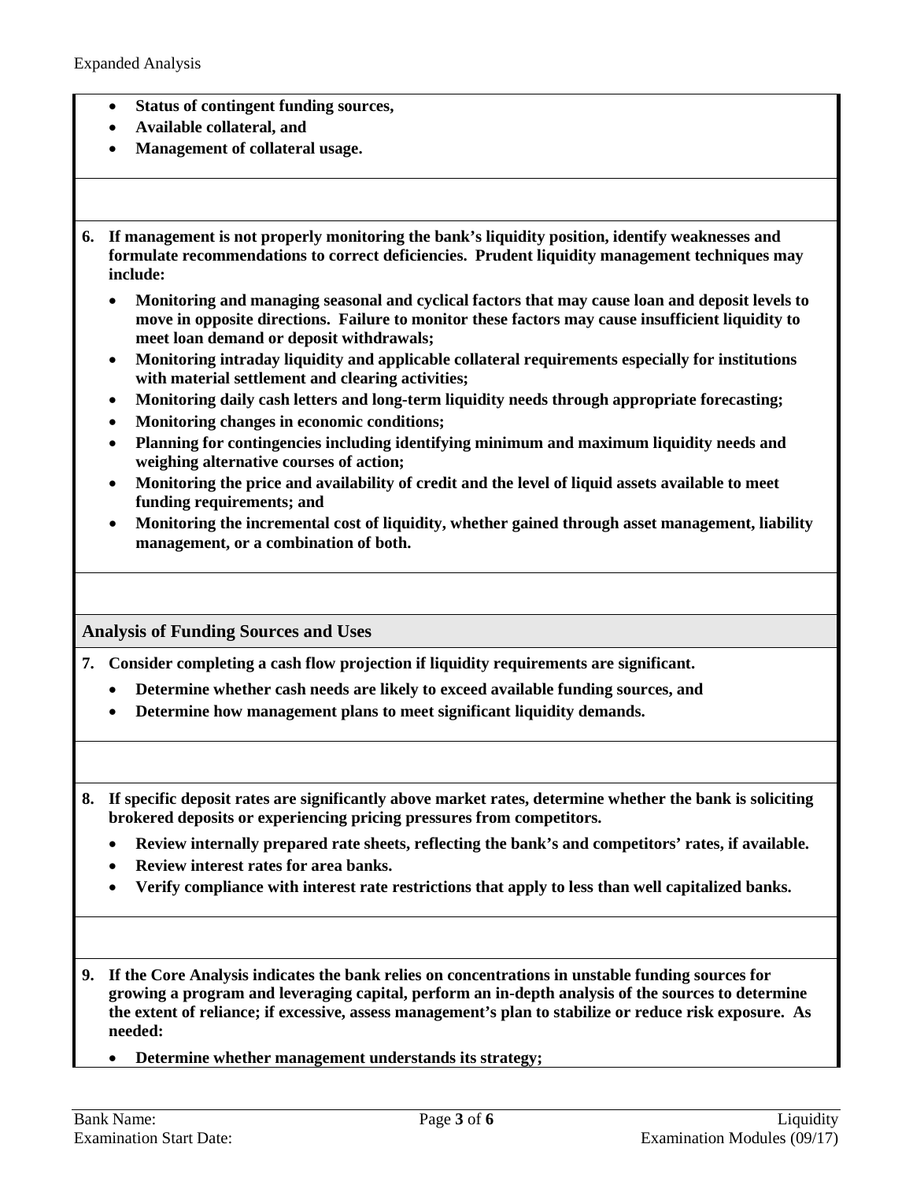- **Status of contingent funding sources,**
- **Available collateral, and**
- **Management of collateral usage.**

**6. If management is not properly monitoring the bank's liquidity position, identify weaknesses and formulate recommendations to correct deficiencies. Prudent liquidity management techniques may include:**

- **Monitoring and managing seasonal and cyclical factors that may cause loan and deposit levels to move in opposite directions. Failure to monitor these factors may cause insufficient liquidity to meet loan demand or deposit withdrawals;**
- **Monitoring intraday liquidity and applicable collateral requirements especially for institutions with material settlement and clearing activities;**
- **Monitoring daily cash letters and long-term liquidity needs through appropriate forecasting;**
- **Monitoring changes in economic conditions;**
- **Planning for contingencies including identifying minimum and maximum liquidity needs and weighing alternative courses of action;**
- **Monitoring the price and availability of credit and the level of liquid assets available to meet funding requirements; and**
- **Monitoring the incremental cost of liquidity, whether gained through asset management, liability management, or a combination of both.**

## Analysis of Funding Sources and Uses

**7. Consider completing a cash flow projection if liquidity requirements are significant.**

- **Determine whether cash needs are likely to exceed available funding sources, and**
- **Determine how management plans to meet significant liquidity demands.**

**8. If specific deposit rates are significantly above market rates, determine whether the bank is soliciting brokered deposits or experiencing pricing pressures from competitors.**

- **Review internally prepared rate sheets, reflecting the bank's and competitors' rates, if available.**
- **Review interest rates for area banks.**
- **Verify compliance with interest rate restrictions that apply to less than well capitalized banks.**

**9. If the Core Analysis indicates the bank relies on concentrations in unstable funding sources for growing a program and leveraging capital, perform an in-depth analysis of the sources to determine the extent of reliance; if excessive, assess management's plan to stabilize or reduce risk exposure. As needed:**

- **Determine whether management understands its strategy;**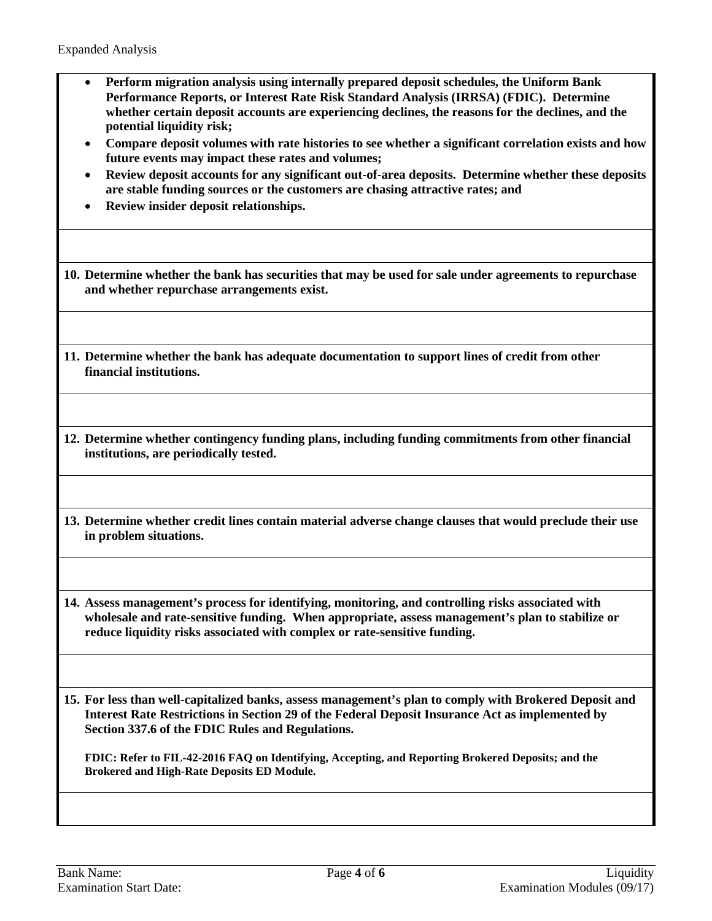- **Perform migration analysis using internally prepared deposit schedules, the Uniform Bank Performance Reports, or Interest Rate Risk Standard Analysis (IRRSA) (FDIC). Determine whether certain deposit accounts are experiencing declines, the reasons for the declines, and the potential liquidity risk;**
- **Compare deposit volumes with rate histories to see whether a significant correlation exists and how future events may impact these rates and volumes;**
- **Review deposit accounts for any significant out-of-area deposits. Determine whether these deposits are stable funding sources or the customers are chasing attractive rates; and**
- **Review insider deposit relationships.**

**10. Determine whether the bank has securities that may be used for sale under agreements to repurchase and whether repurchase arrangements exist.**

**11. Determine whether the bank has adequate documentation to support lines of credit from other financial institutions.**

**12. Determine whether contingency funding plans, including funding commitments from other financial institutions, are periodically tested.**

**13. Determine whether credit lines contain material adverse change clauses that would preclude their use in problem situations.**

**14. Assess management's process for identifying, monitoring, and controlling risks associated with wholesale and rate-sensitive funding. When appropriate, assess management's plan to stabilize or reduce liquidity risks associated with complex or rate-sensitive funding.**

**15. For less than well-capitalized banks, assess management's plan to comply with Brokered Deposit and Interest Rate Restrictions in Section 29 of the Federal Deposit Insurance Act as implemented by Section 337.6 of the FDIC Rules and Regulations.**

**FDIC: Refer to FIL-42-2016 FAQ on Identifying, Accepting, and Reporting Brokered Deposits; and the Brokered and High-Rate Deposits ED Module.**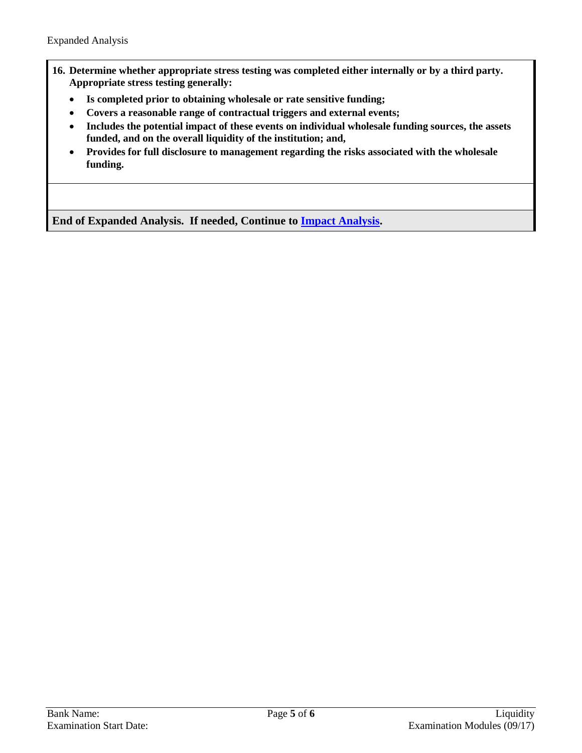**16. Determine whether appropriate stress testing was completed either internally or by a third party. Appropriate stress testing generally:**

- **Is completed prior to obtaining wholesale or rate sensitive funding;**
- **Covers a reasonable range of contractual triggers and external events;**
- **Includes the potential impact of these events on individual wholesale funding sources, the assets funded, and on the overall liquidity of the institution; and,**
- **Provides for full disclosure to management regarding the risks associated with the wholesale funding.**

**End of Expanded Analysis. If needed, Continue to Impact Analysis.**

Bank Name:

Examination Start Date: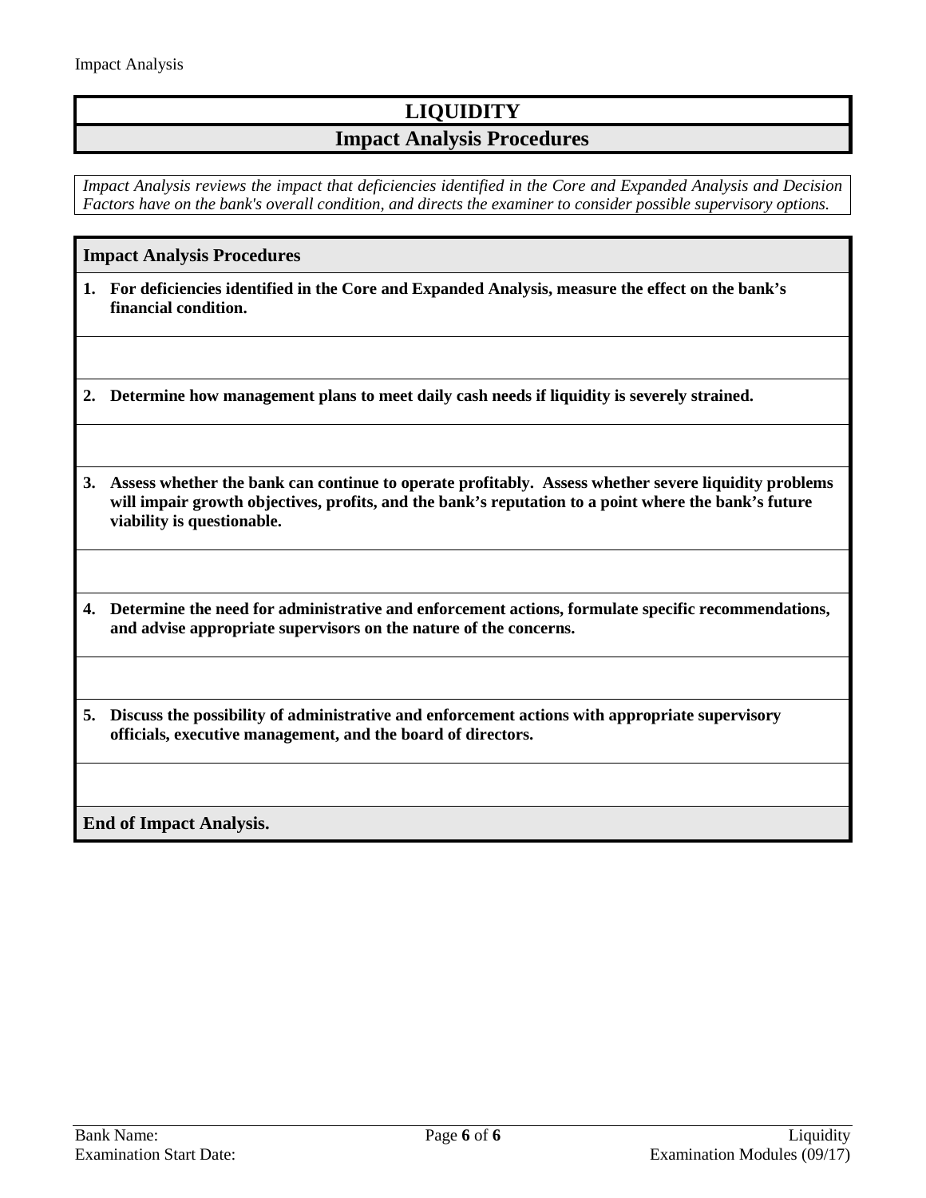# LIQUIDITY

## Impact Analysis Procedures

*Impact Analysis reviews the impact that deficiencies identified in the Core and Expanded Analysis and Decision Factors have on the bank's overall condition, and directs the examiner to consider possible supervisory options.*

| Impact Analysis Procedures |
|---|
| **1. For deficiencies identified in the Core and Expanded Analysis, measure the effect on the bank's financial condition.** |
| |
| **2. Determine how management plans to meet daily cash needs if liquidity is severely strained.** |
| |
| **3. Assess whether the bank can continue to operate profitably. Assess whether severe liquidity problems will impair growth objectives, profits, and the bank's reputation to a point where the bank's future viability is questionable.** |
| |
| **4. Determine the need for administrative and enforcement actions, formulate specific recommendations, and advise appropriate supervisors on the nature of the concerns.** |
| |
| **5. Discuss the possibility of administrative and enforcement actions with appropriate supervisory officials, executive management, and the board of directors.** |
| |
| **End of Impact Analysis.** |

Bank Name:

Examination Start Date: